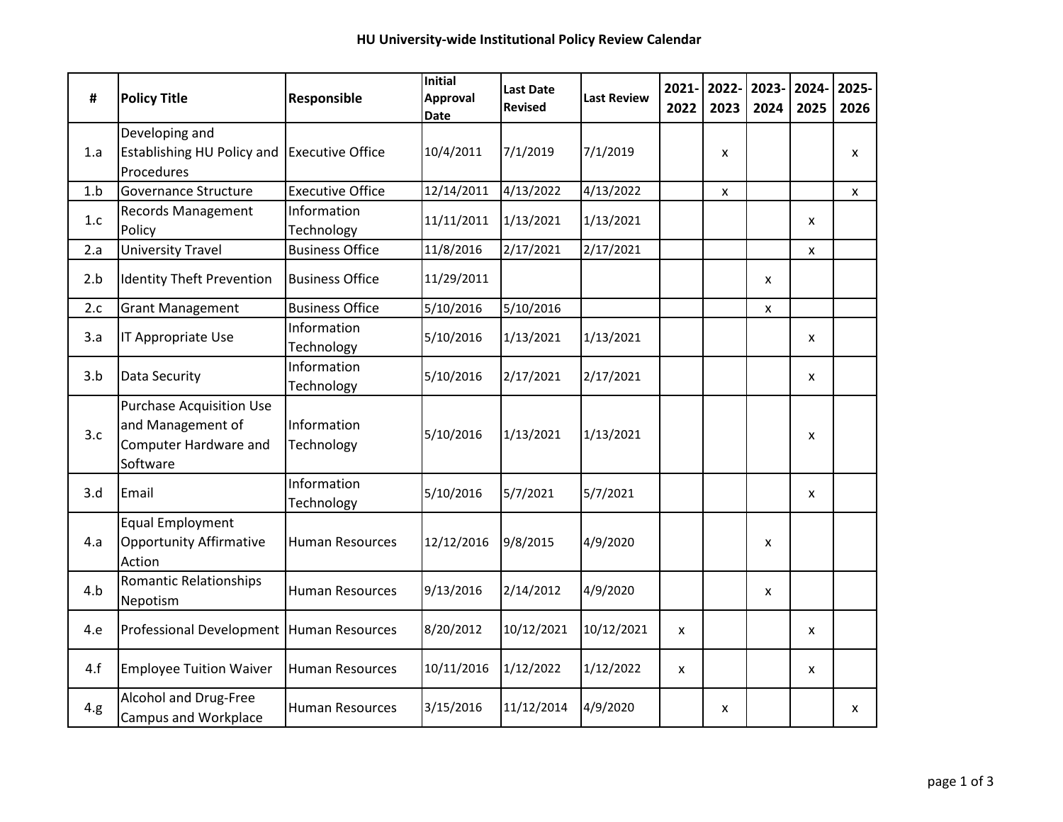# HU University-wide Institutional Policy Review Calendar

| # | Policy Title | Responsible | Initial Approval Date | Last Date Revised | Last Review | 2021-2022 | 2022-2023 | 2023-2024 | 2024-2025 | 2025-2026 |
|---|---|---|---|---|---|---|---|---|---|---|
| 1.a | Developing and Establishing HU Policy and Procedures | Executive Office | 10/4/2011 | 7/1/2019 | 7/1/2019 | | x | | | x |
| 1.b | Governance Structure | Executive Office | 12/14/2011 | 4/13/2022 | 4/13/2022 | | x | | | x |
| 1.c | Records Management Policy | Information Technology | 11/11/2011 | 1/13/2021 | 1/13/2021 | | | | x | |
| 2.a | University Travel | Business Office | 11/8/2016 | 2/17/2021 | 2/17/2021 | | | | x | |
| 2.b | Identity Theft Prevention | Business Office | 11/29/2011 | | | | | x | | |
| 2.c | Grant Management | Business Office | 5/10/2016 | 5/10/2016 | | | | x | | |
| 3.a | IT Appropriate Use | Information Technology | 5/10/2016 | 1/13/2021 | 1/13/2021 | | | | x | |
| 3.b | Data Security | Information Technology | 5/10/2016 | 2/17/2021 | 2/17/2021 | | | | x | |
| 3.c | Purchase Acquisition Use and Management of Computer Hardware and Software | Information Technology | 5/10/2016 | 1/13/2021 | 1/13/2021 | | | | x | |
| 3.d | Email | Information Technology | 5/10/2016 | 5/7/2021 | 5/7/2021 | | | | x | |
| 4.a | Equal Employment Opportunity Affirmative Action | Human Resources | 12/12/2016 | 9/8/2015 | 4/9/2020 | | | x | | |
| 4.b | Romantic Relationships Nepotism | Human Resources | 9/13/2016 | 2/14/2012 | 4/9/2020 | | | x | | |
| 4.e | Professional Development | Human Resources | 8/20/2012 | 10/12/2021 | 10/12/2021 | x | | | x | |
| 4.f | Employee Tuition Waiver | Human Resources | 10/11/2016 | 1/12/2022 | 1/12/2022 | x | | | x | |
| 4.g | Alcohol and Drug-Free Campus and Workplace | Human Resources | 3/15/2016 | 11/12/2014 | 4/9/2020 | | x | | | x |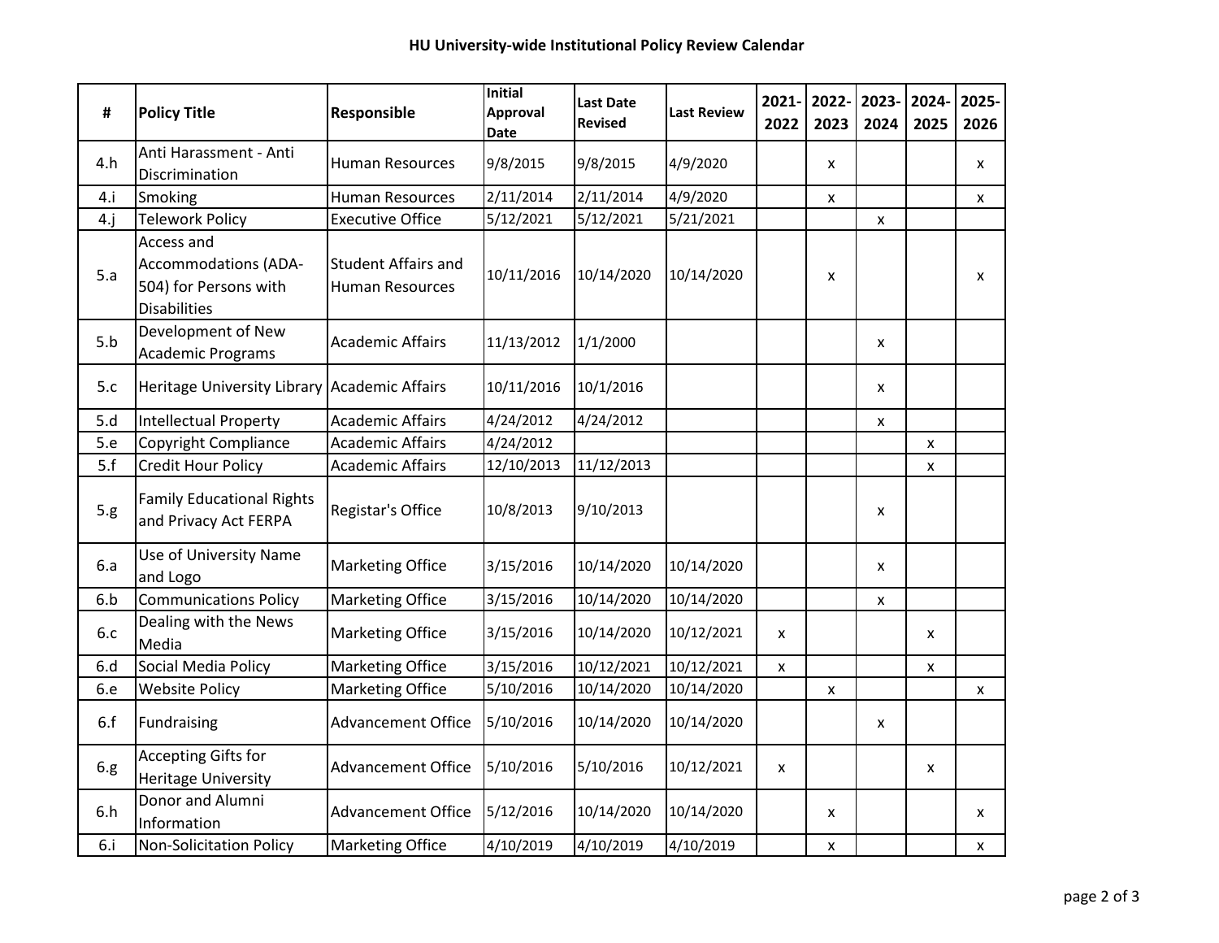**HU University-wide Institutional Policy Review Calendar**

| # | Policy Title | Responsible | Initial Approval Date | Last Date Revised | Last Review | 2021-2022 | 2022-2023 | 2023-2024 | 2024-2025 | 2025-2026 |
|---|---|---|---|---|---|---|---|---|---|---|
| 4.h | Anti Harassment - Anti Discrimination | Human Resources | 9/8/2015 | 9/8/2015 | 4/9/2020 | | x | | | x |
| 4.i | Smoking | Human Resources | 2/11/2014 | 2/11/2014 | 4/9/2020 | | x | | | x |
| 4.j | Telework Policy | Executive Office | 5/12/2021 | 5/12/2021 | 5/21/2021 | | | x | | |
| 5.a | Access and Accommodations (ADA-504) for Persons with Disabilities | Student Affairs and Human Resources | 10/11/2016 | 10/14/2020 | 10/14/2020 | | x | | | x |
| 5.b | Development of New Academic Programs | Academic Affairs | 11/13/2012 | 1/1/2000 | | | | x | | |
| 5.c | Heritage University Library | Academic Affairs | 10/11/2016 | 10/1/2016 | | | | x | | |
| 5.d | Intellectual Property | Academic Affairs | 4/24/2012 | 4/24/2012 | | | | x | | |
| 5.e | Copyright Compliance | Academic Affairs | 4/24/2012 | | | | | | x | |
| 5.f | Credit Hour Policy | Academic Affairs | 12/10/2013 | 11/12/2013 | | | | | x | |
| 5.g | Family Educational Rights and Privacy Act FERPA | Registar's Office | 10/8/2013 | 9/10/2013 | | | | x | | |
| 6.a | Use of University Name and Logo | Marketing Office | 3/15/2016 | 10/14/2020 | 10/14/2020 | | | x | | |
| 6.b | Communications Policy | Marketing Office | 3/15/2016 | 10/14/2020 | 10/14/2020 | | | x | | |
| 6.c | Dealing with the News Media | Marketing Office | 3/15/2016 | 10/14/2020 | 10/12/2021 | x | | | x | |
| 6.d | Social Media Policy | Marketing Office | 3/15/2016 | 10/12/2021 | 10/12/2021 | x | | | x | |
| 6.e | Website Policy | Marketing Office | 5/10/2016 | 10/14/2020 | 10/14/2020 | | x | | | x |
| 6.f | Fundraising | Advancement Office | 5/10/2016 | 10/14/2020 | 10/14/2020 | | | x | | |
| 6.g | Accepting Gifts for Heritage University | Advancement Office | 5/10/2016 | 5/10/2016 | 10/12/2021 | x | | | x | |
| 6.h | Donor and Alumni Information | Advancement Office | 5/12/2016 | 10/14/2020 | 10/14/2020 | | x | | | x |
| 6.i | Non-Solicitation Policy | Marketing Office | 4/10/2019 | 4/10/2019 | 4/10/2019 | | x | | | x |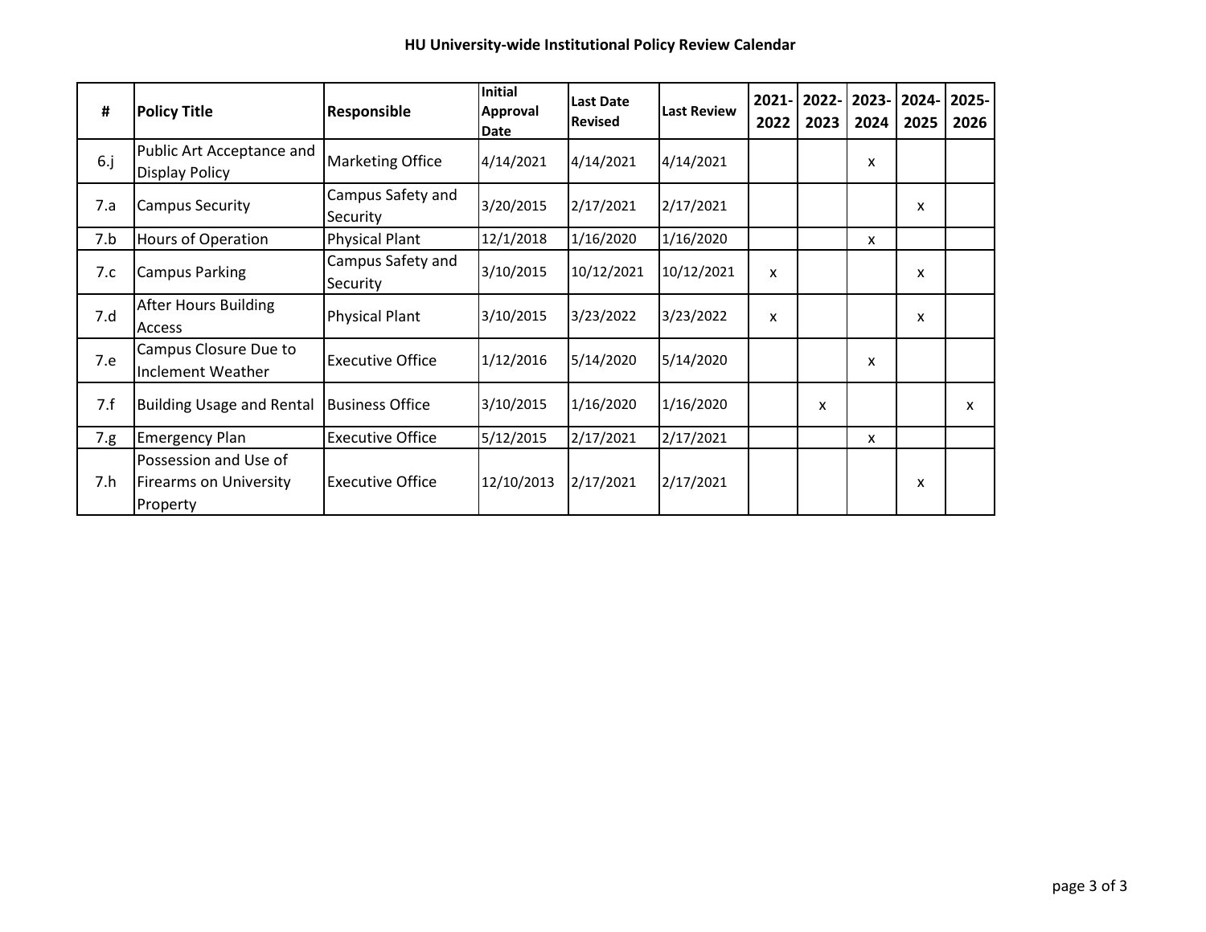**HU University-wide Institutional Policy Review Calendar**

| # | Policy Title | Responsible | Initial Approval Date | Last Date Revised | Last Review | 2021-2022 | 2022-2023 | 2023-2024 | 2024-2025 | 2025-2026 |
|---|---|---|---|---|---|---|---|---|---|---|
| 6.j | Public Art Acceptance and Display Policy | Marketing Office | 4/14/2021 | 4/14/2021 | 4/14/2021 | | | x | | |
| 7.a | Campus Security | Campus Safety and Security | 3/20/2015 | 2/17/2021 | 2/17/2021 | | | | x | |
| 7.b | Hours of Operation | Physical Plant | 12/1/2018 | 1/16/2020 | 1/16/2020 | | | x | | |
| 7.c | Campus Parking | Campus Safety and Security | 3/10/2015 | 10/12/2021 | 10/12/2021 | x | | | x | |
| 7.d | After Hours Building Access | Physical Plant | 3/10/2015 | 3/23/2022 | 3/23/2022 | x | | | x | |
| 7.e | Campus Closure Due to Inclement Weather | Executive Office | 1/12/2016 | 5/14/2020 | 5/14/2020 | | | x | | |
| 7.f | Building Usage and Rental | Business Office | 3/10/2015 | 1/16/2020 | 1/16/2020 | | x | | | x |
| 7.g | Emergency Plan | Executive Office | 5/12/2015 | 2/17/2021 | 2/17/2021 | | | x | | |
| 7.h | Possession and Use of Firearms on University Property | Executive Office | 12/10/2013 | 2/17/2021 | 2/17/2021 | | | | x | |